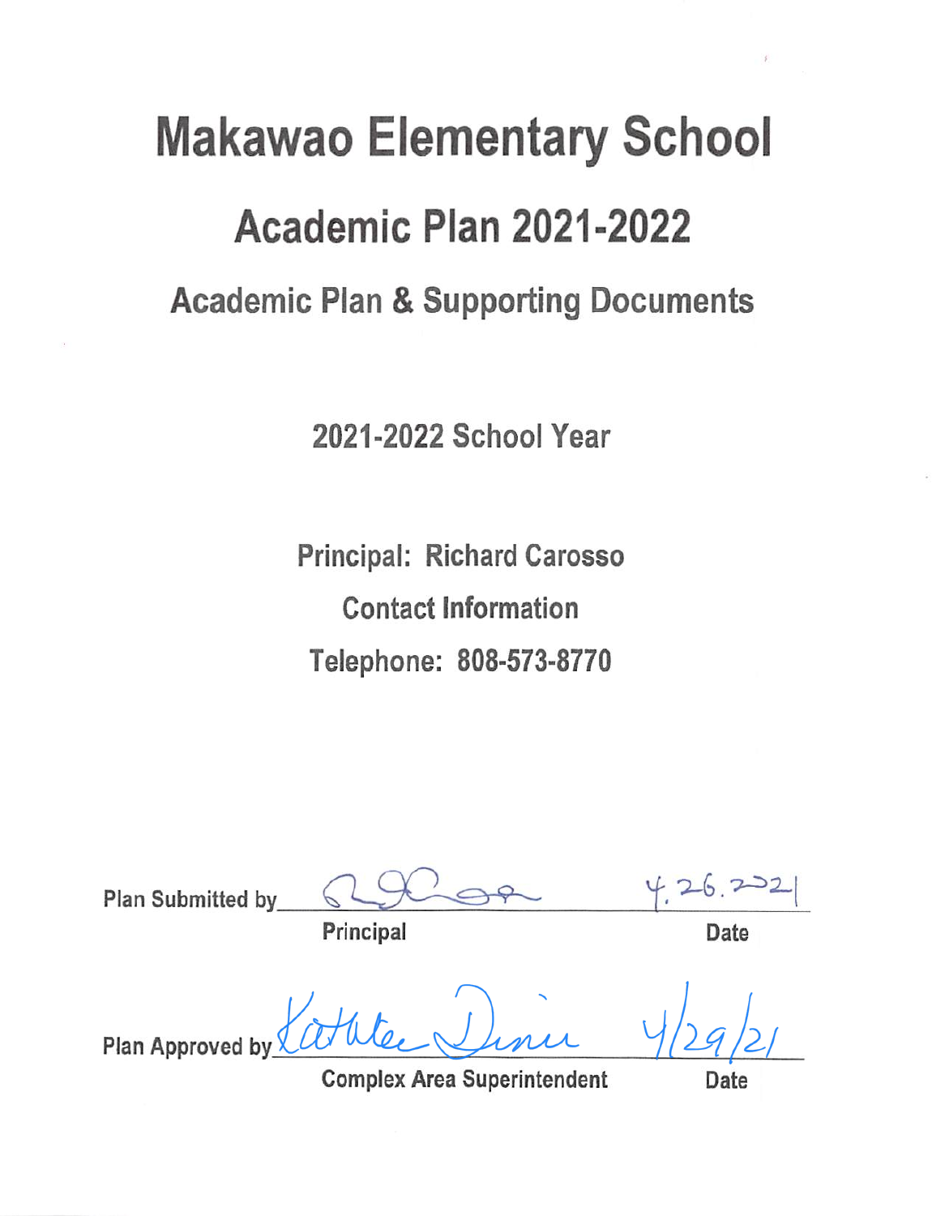# Makawao Elementary School

## Academic Plan 2021-2022

### Academic Plan & Supporting Documents

2021-2022 School Year

Principal: Richard Carosso

Contact Information

Telephone: 808-573-8770

Plan Submitted by _______________ 4.26.2021

Principal Date

Plan Approved by _______________ 4/29/21

Complex Area Superintendent Date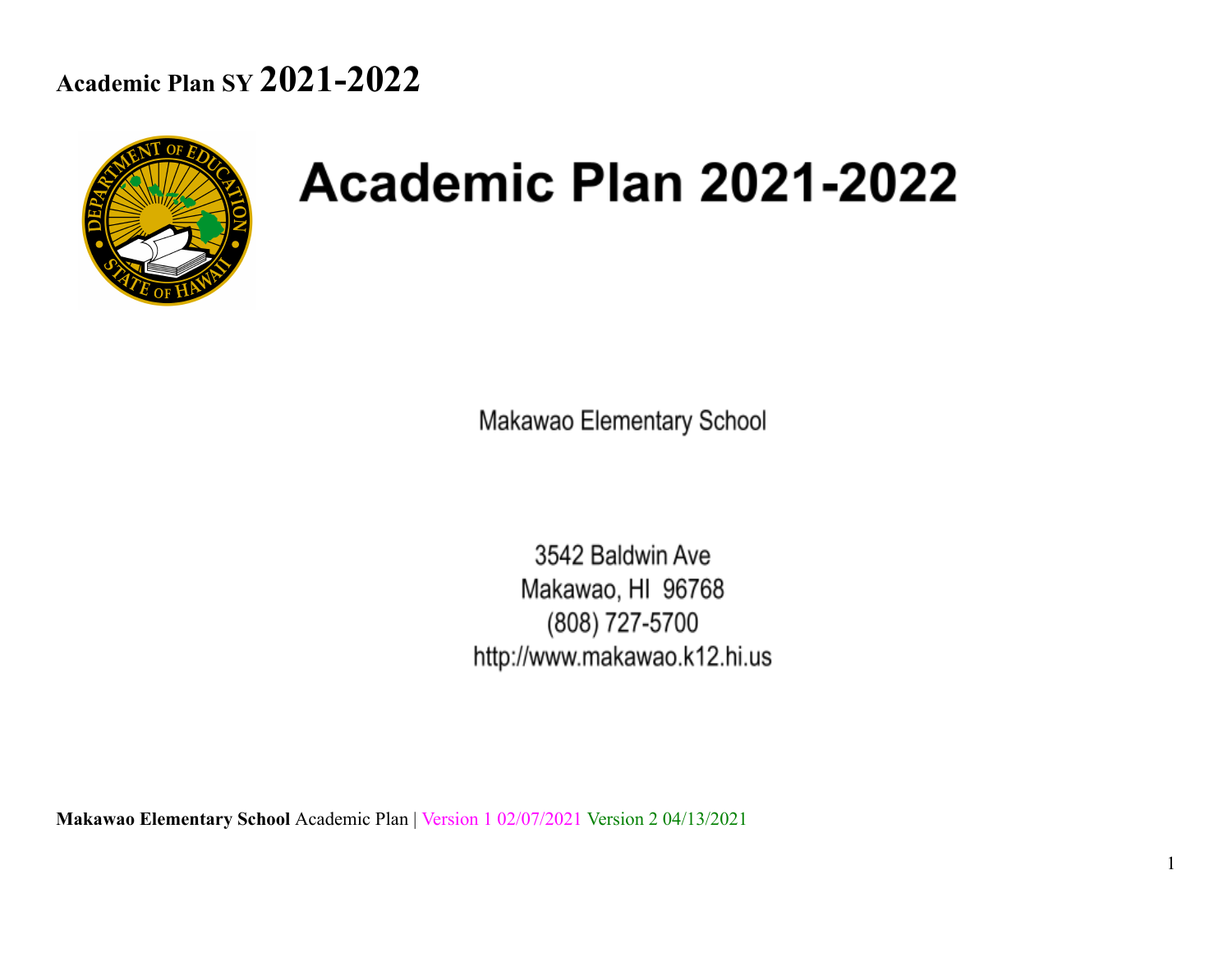# Academic Plan SY 2021-2022

# Academic Plan 2021-2022

Makawao Elementary School

3542 Baldwin Ave
Makawao, HI 96768
(808) 727-5700
http://www.makawao.k12.hi.us

**Makawao Elementary School** Academic Plan | Version 1 02/07/2021 Version 2 04/13/2021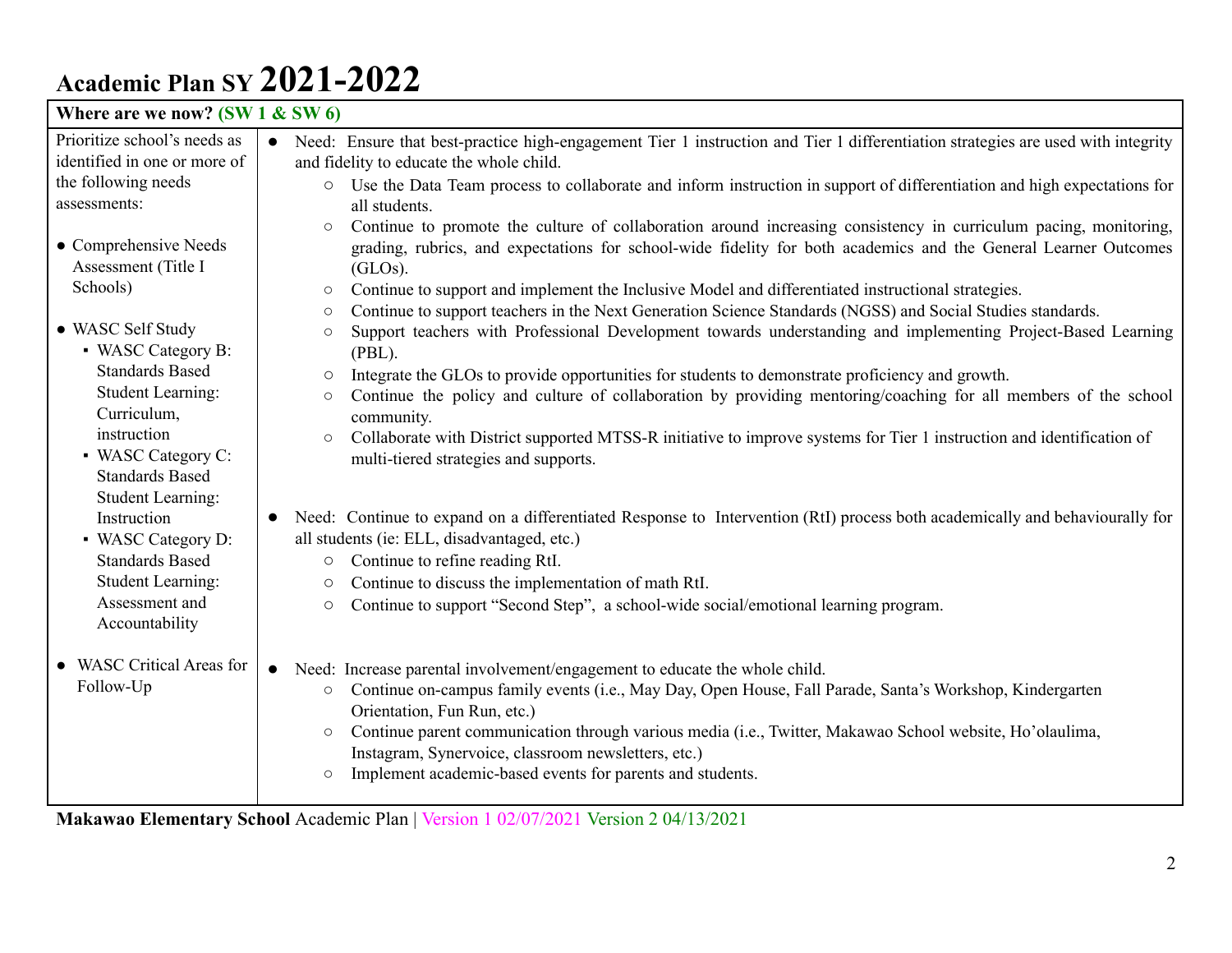# Academic Plan SY 2021-2022

| Where are we now? (SW 1 & SW 6) | |
|---|---|
| Prioritize school's needs as identified in one or more of the following needs assessments:<br><br>● Comprehensive Needs Assessment (Title I Schools)<br><br>● WASC Self Study<br>▪ WASC Category B: Standards Based Student Learning: Curriculum, instruction<br>▪ WASC Category C: Standards Based Student Learning: Instruction<br>▪ WASC Category D: Standards Based Student Learning: Assessment and Accountability | ● Need: Ensure that best-practice high-engagement Tier 1 instruction and Tier 1 differentiation strategies are used with integrity and fidelity to educate the whole child.<br>○ Use the Data Team process to collaborate and inform instruction in support of differentiation and high expectations for all students.<br>○ Continue to promote the culture of collaboration around increasing consistency in curriculum pacing, monitoring, grading, rubrics, and expectations for school-wide fidelity for both academics and the General Learner Outcomes (GLOs).<br>○ Continue to support and implement the Inclusive Model and differentiated instructional strategies.<br>○ Continue to support teachers in the Next Generation Science Standards (NGSS) and Social Studies standards.<br>○ Support teachers with Professional Development towards understanding and implementing Project-Based Learning (PBL).<br>○ Integrate the GLOs to provide opportunities for students to demonstrate proficiency and growth.<br>○ Continue the policy and culture of collaboration by providing mentoring/coaching for all members of the school community.<br>○ Collaborate with District supported MTSS-R initiative to improve systems for Tier 1 instruction and identification of multi-tiered strategies and supports.<br><br>● Need: Continue to expand on a differentiated Response to Intervention (RtI) process both academically and behaviourally for all students (ie: ELL, disadvantaged, etc.)<br>○ Continue to refine reading RtI.<br>○ Continue to discuss the implementation of math RtI.<br>○ Continue to support "Second Step", a school-wide social/emotional learning program. |
| ● WASC Critical Areas for Follow-Up | ● Need: Increase parental involvement/engagement to educate the whole child.<br>○ Continue on-campus family events (i.e., May Day, Open House, Fall Parade, Santa's Workshop, Kindergarten Orientation, Fun Run, etc.)<br>○ Continue parent communication through various media (i.e., Twitter, Makawao School website, Ho'olaulima, Instagram, Synervoice, classroom newsletters, etc.)<br>○ Implement academic-based events for parents and students. |

**Makawao Elementary School** Academic Plan | Version 1 02/07/2021 Version 2 04/13/2021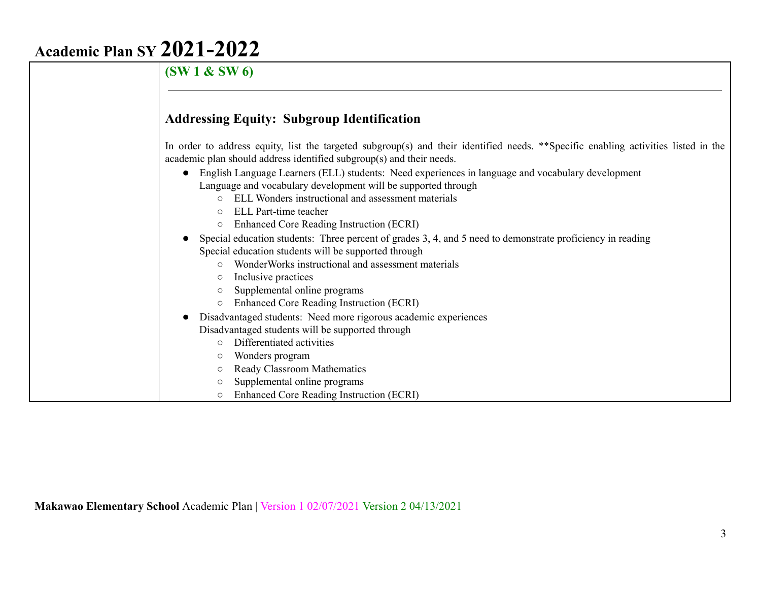**(SW 1 & SW 6)**

---

### Addressing Equity: Subgroup Identification

In order to address equity, list the targeted subgroup(s) and their identified needs. **Specific enabling activities listed in the academic plan should address identified subgroup(s) and their needs.

- English Language Learners (ELL) students: Need experiences in language and vocabulary development
  Language and vocabulary development will be supported through
  - ELL Wonders instructional and assessment materials
  - ELL Part-time teacher
  - Enhanced Core Reading Instruction (ECRI)
- Special education students: Three percent of grades 3, 4, and 5 need to demonstrate proficiency in reading
  Special education students will be supported through
  - WonderWorks instructional and assessment materials
  - Inclusive practices
  - Supplemental online programs
  - Enhanced Core Reading Instruction (ECRI)
- Disadvantaged students: Need more rigorous academic experiences
  Disadvantaged students will be supported through
  - Differentiated activities
  - Wonders program
  - Ready Classroom Mathematics
  - Supplemental online programs
  - Enhanced Core Reading Instruction (ECRI)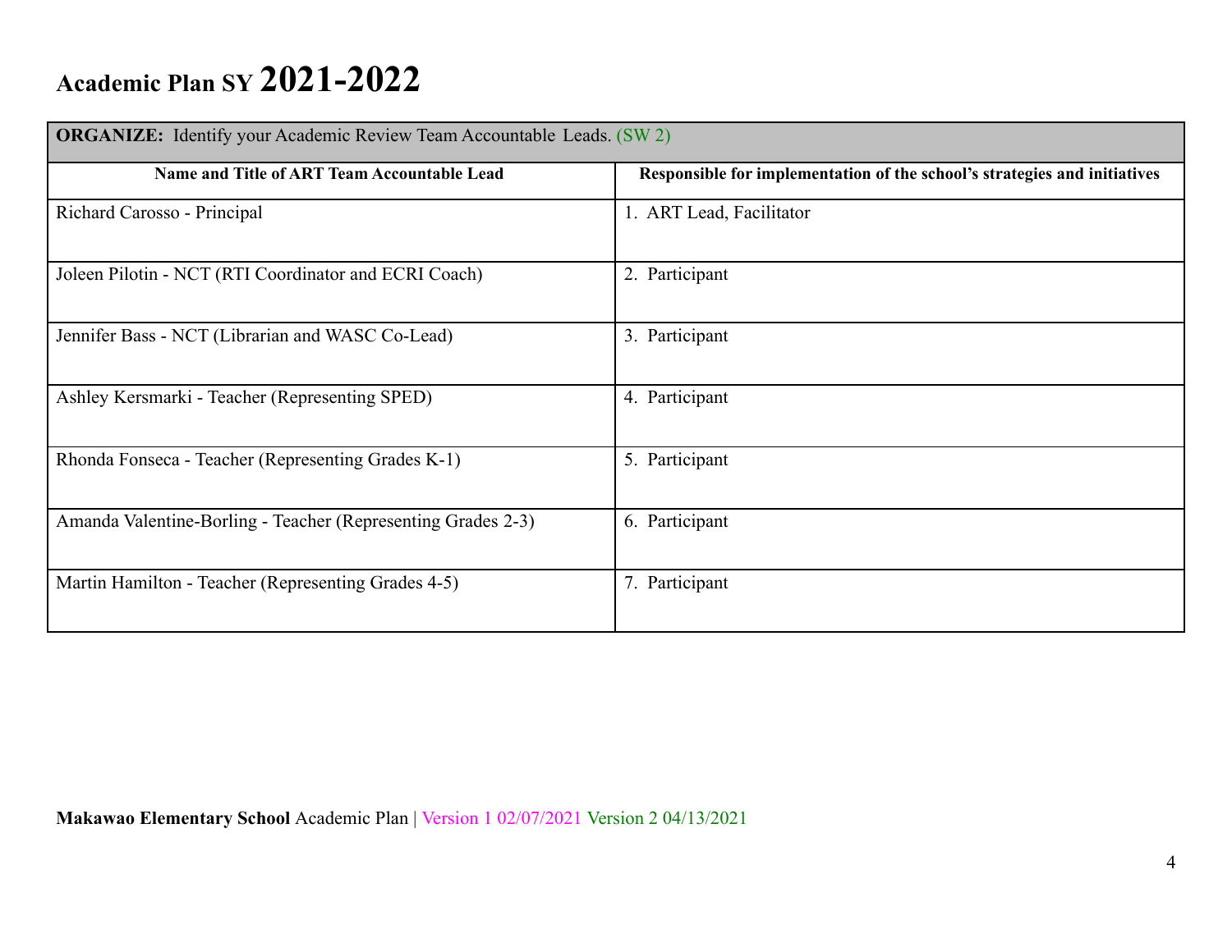# Academic Plan SY 2021-2022

| **ORGANIZE:** Identify your Academic Review Team Accountable Leads. (SW 2) | |
|---|---|
| **Name and Title of ART Team Accountable Lead** | **Responsible for implementation of the school's strategies and initiatives** |
| Richard Carosso - Principal | 1. ART Lead, Facilitator |
| Joleen Pilotin - NCT (RTI Coordinator and ECRI Coach) | 2. Participant |
| Jennifer Bass - NCT (Librarian and WASC Co-Lead) | 3. Participant |
| Ashley Kersmarki - Teacher (Representing SPED) | 4. Participant |
| Rhonda Fonseca - Teacher (Representing Grades K-1) | 5. Participant |
| Amanda Valentine-Borling - Teacher (Representing Grades 2-3) | 6. Participant |
| Martin Hamilton - Teacher (Representing Grades 4-5) | 7. Participant |

**Makawao Elementary School** Academic Plan | Version 1 02/07/2021 Version 2 04/13/2021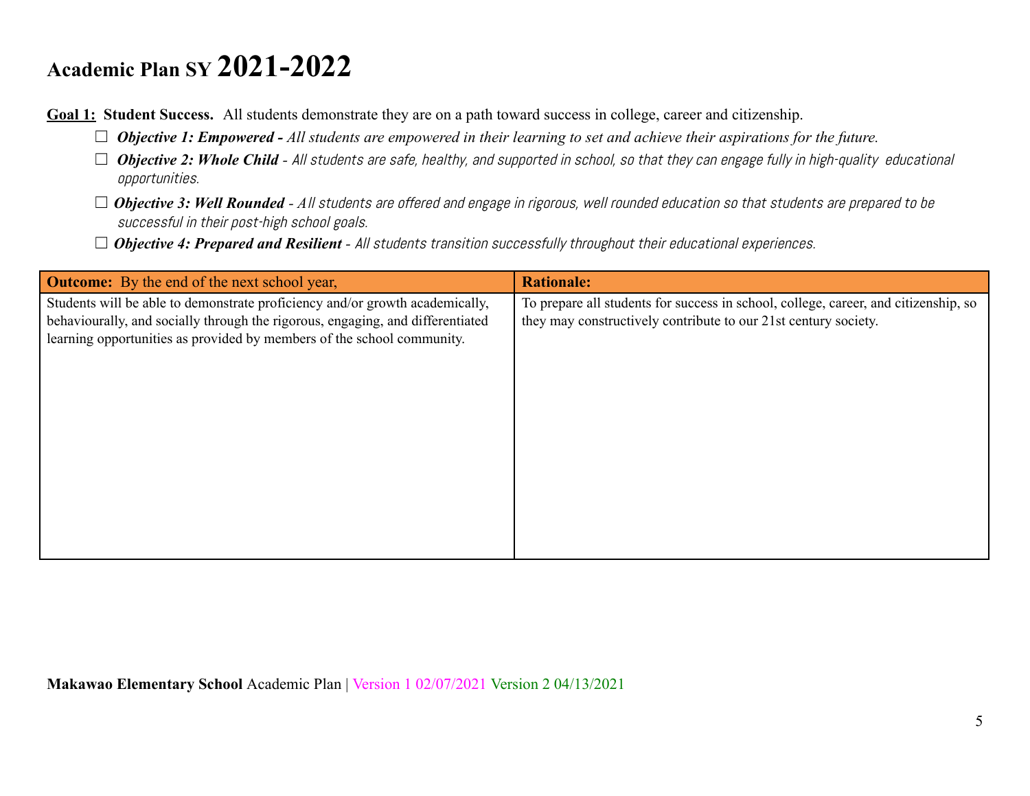# Academic Plan SY 2021-2022

**Goal 1: Student Success.** All students demonstrate they are on a path toward success in college, career and citizenship.

- ☐ ***Objective 1: Empowered -*** *All students are empowered in their learning to set and achieve their aspirations for the future.*
- ☐ ***Objective 2: Whole Child*** *- All students are safe, healthy, and supported in school, so that they can engage fully in high-quality educational opportunities.*
- ☐ ***Objective 3: Well Rounded*** *- All students are offered and engage in rigorous, well rounded education so that students are prepared to be successful in their post-high school goals.*
- ☐ ***Objective 4: Prepared and Resilient*** *- All students transition successfully throughout their educational experiences.*

| **Outcome:** By the end of the next school year, | **Rationale:** |
|---|---|
| Students will be able to demonstrate proficiency and/or growth academically, behaviourally, and socially through the rigorous, engaging, and differentiated learning opportunities as provided by members of the school community. | To prepare all students for success in school, college, career, and citizenship, so they may constructively contribute to our 21st century society. |

**Makawao Elementary School** Academic Plan | Version 1 02/07/2021 Version 2 04/13/2021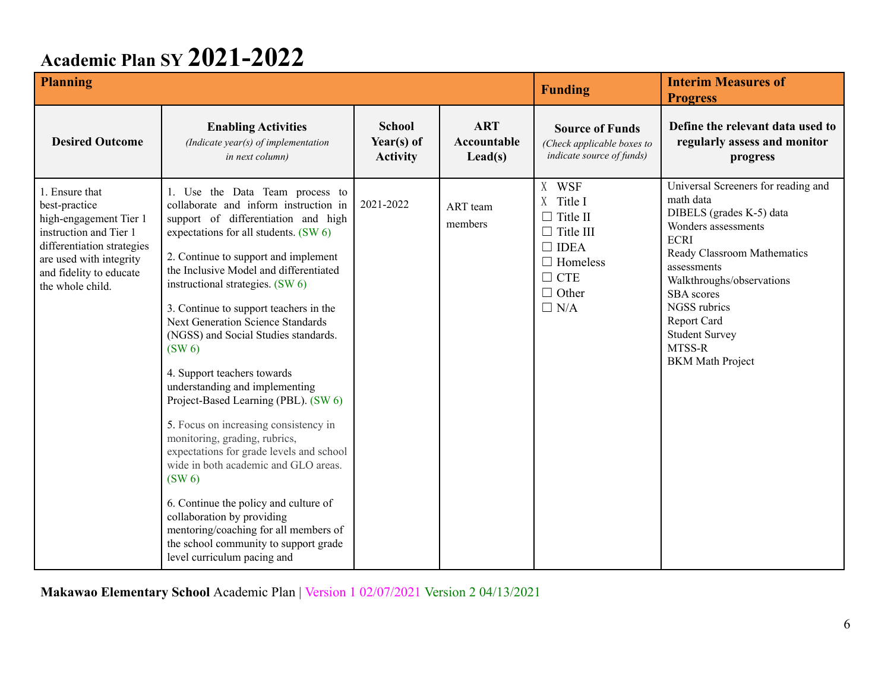# Academic Plan SY 2021-2022

| Planning | | | | Funding | Interim Measures of Progress |
|---|---|---|---|---|---|
| **Desired Outcome** | **Enabling Activities** *(Indicate year(s) of implementation in next column)* | **School Year(s) of Activity** | **ART Accountable Lead(s)** | **Source of Funds** *(Check applicable boxes to indicate source of funds)* | **Define the relevant data used to regularly assess and monitor progress** |
| 1. Ensure that best-practice high-engagement Tier 1 instruction and Tier 1 differentiation strategies are used with integrity and fidelity to educate the whole child. | 1. Use the Data Team process to collaborate and inform instruction in support of differentiation and high expectations for all students. (SW 6)<br><br>2. Continue to support and implement the Inclusive Model and differentiated instructional strategies. (SW 6)<br><br>3. Continue to support teachers in the Next Generation Science Standards (NGSS) and Social Studies standards. (SW 6)<br><br>4. Support teachers towards understanding and implementing Project-Based Learning (PBL). (SW 6)<br><br>5. Focus on increasing consistency in monitoring, grading, rubrics, expectations for grade levels and school wide in both academic and GLO areas. (SW 6)<br><br>6. Continue the policy and culture of collaboration by providing mentoring/coaching for all members of the school community to support grade level curriculum pacing and | 2021-2022 | ART team members | X WSF<br>X Title I<br>☐ Title II<br>☐ Title III<br>☐ IDEA<br>☐ Homeless<br>☐ CTE<br>☐ Other<br>☐ N/A | Universal Screeners for reading and math data<br>DIBELS (grades K-5) data<br>Wonders assessments<br>ECRI<br>Ready Classroom Mathematics assessments<br>Walkthroughs/observations<br>SBA scores<br>NGSS rubrics<br>Report Card<br>Student Survey<br>MTSS-R<br>BKM Math Project |

**Makawao Elementary School** Academic Plan | Version 1 02/07/2021 Version 2 04/13/2021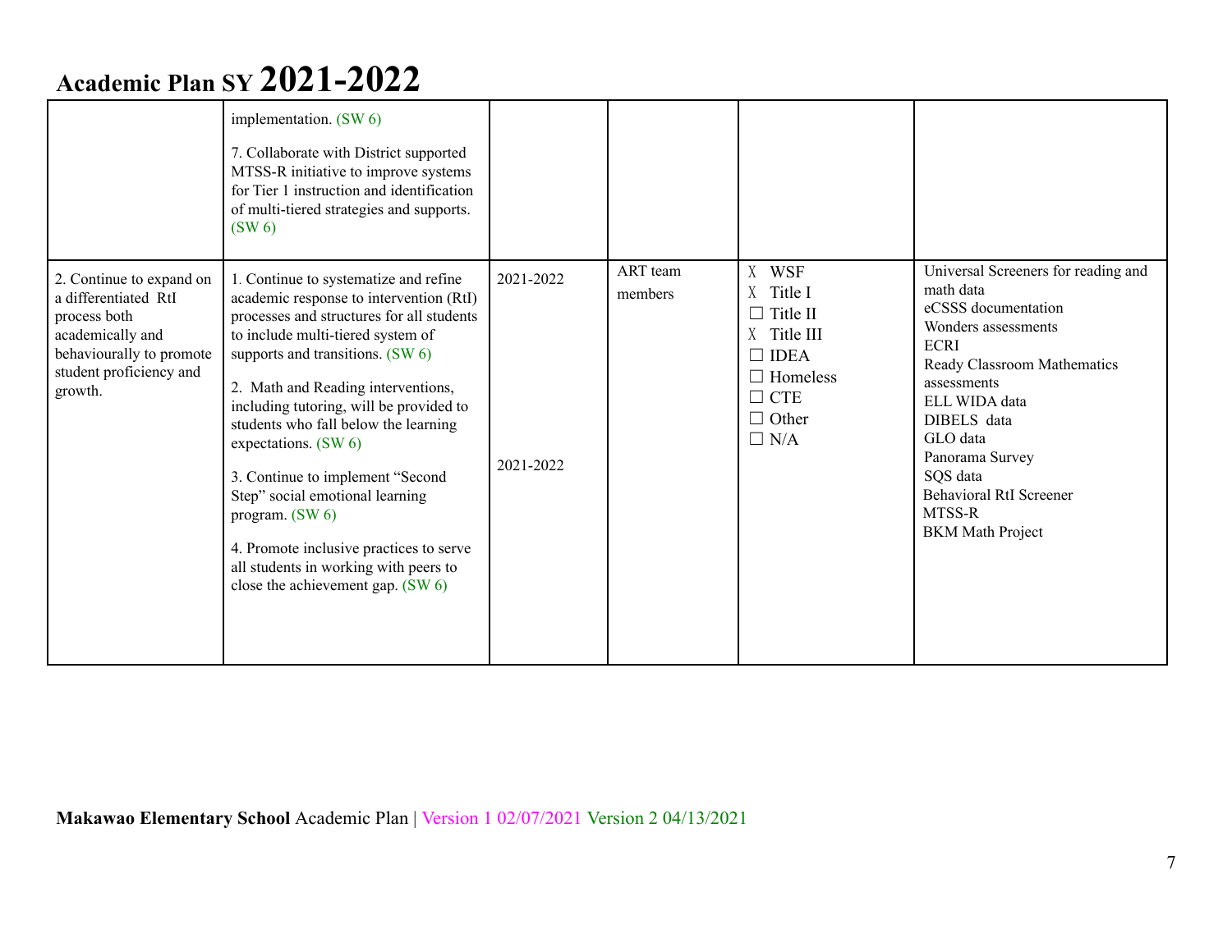# Academic Plan SY 2021-2022

| | | | | | |
|---|---|---|---|---|---|
| | implementation. (SW 6)<br><br>7. Collaborate with District supported MTSS-R initiative to improve systems for Tier 1 instruction and identification of multi-tiered strategies and supports. (SW 6) | | | | |
| 2. Continue to expand on a differentiated RtI process both academically and behaviourally to promote student proficiency and growth. | 1. Continue to systematize and refine academic response to intervention (RtI) processes and structures for all students to include multi-tiered system of supports and transitions. (SW 6)<br><br>2. Math and Reading interventions, including tutoring, will be provided to students who fall below the learning expectations. (SW 6)<br><br>3. Continue to implement "Second Step" social emotional learning program. (SW 6)<br><br>4. Promote inclusive practices to serve all students in working with peers to close the achievement gap. (SW 6) | 2021-2022<br><br>2021-2022 | ART team members | X WSF<br>X Title I<br>☐ Title II<br>X Title III<br>☐ IDEA<br>☐ Homeless<br>☐ CTE<br>☐ Other<br>☐ N/A | Universal Screeners for reading and math data<br>eCSSS documentation<br>Wonders assessments<br>ECRI<br>Ready Classroom Mathematics assessments<br>ELL WIDA data<br>DIBELS data<br>GLO data<br>Panorama Survey<br>SQS data<br>Behavioral RtI Screener<br>MTSS-R<br>BKM Math Project |

**Makawao Elementary School** Academic Plan | Version 1 02/07/2021 Version 2 04/13/2021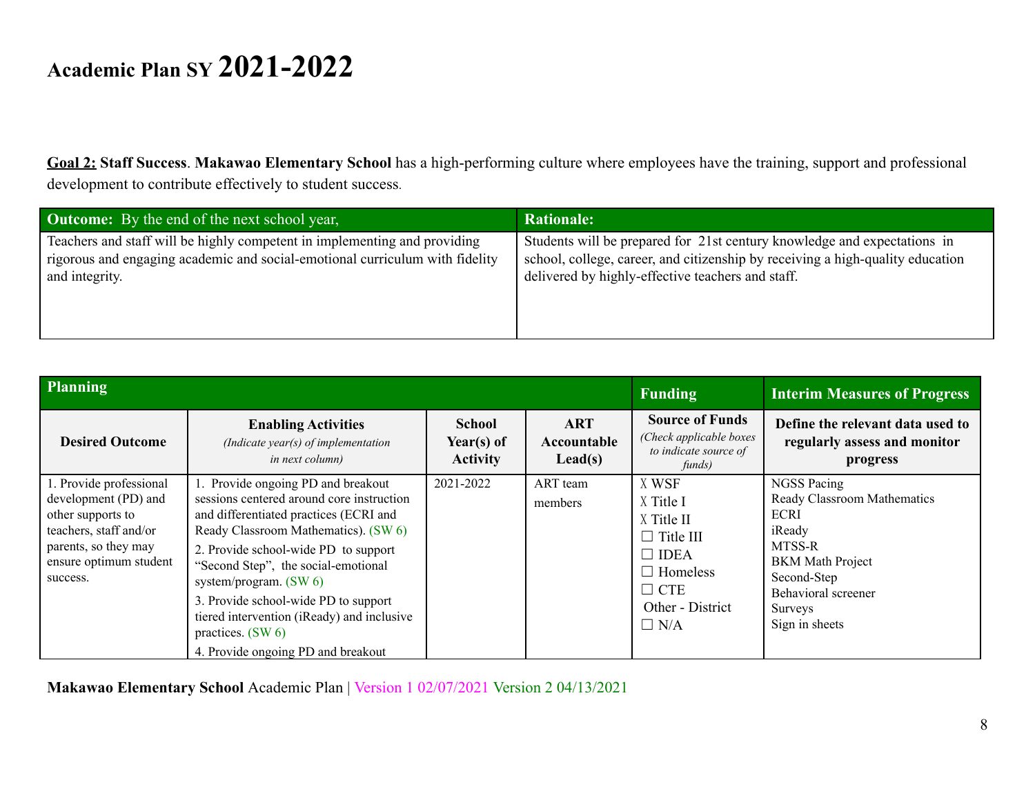# Academic Plan SY 2021-2022

**Goal 2: Staff Success**. **Makawao Elementary School** has a high-performing culture where employees have the training, support and professional development to contribute effectively to student success.

| **Outcome:** By the end of the next school year, | **Rationale:** |
| --- | --- |
| Teachers and staff will be highly competent in implementing and providing rigorous and engaging academic and social-emotional curriculum with fidelity and integrity. | Students will be prepared for 21st century knowledge and expectations in school, college, career, and citizenship by receiving a high-quality education delivered by highly-effective teachers and staff. |

| **Planning** | | | | **Funding** | **Interim Measures of Progress** |
| --- | --- | --- | --- | --- | --- |
| **Desired Outcome** | **Enabling Activities** *(Indicate year(s) of implementation in next column)* | **School Year(s) of Activity** | **ART Accountable Lead(s)** | **Source of Funds** *(Check applicable boxes to indicate source of funds)* | **Define the relevant data used to regularly assess and monitor progress** |
| 1. Provide professional development (PD) and other supports to teachers, staff and/or parents, so they may ensure optimum student success. | 1. Provide ongoing PD and breakout sessions centered around core instruction and differentiated practices (ECRI and Ready Classroom Mathematics). (SW 6)<br>2. Provide school-wide PD to support "Second Step", the social-emotional system/program. (SW 6)<br>3. Provide school-wide PD to support tiered intervention (iReady) and inclusive practices. (SW 6)<br>4. Provide ongoing PD and breakout | 2021-2022 | ART team members | X WSF<br>X Title I<br>X Title II<br>☐ Title III<br>☐ IDEA<br>☐ Homeless<br>☐ CTE<br>Other - District<br>☐ N/A | NGSS Pacing<br>Ready Classroom Mathematics<br>ECRI<br>iReady<br>MTSS-R<br>BKM Math Project<br>Second-Step<br>Behavioral screener<br>Surveys<br>Sign in sheets |

**Makawao Elementary School** Academic Plan | Version 1 02/07/2021 Version 2 04/13/2021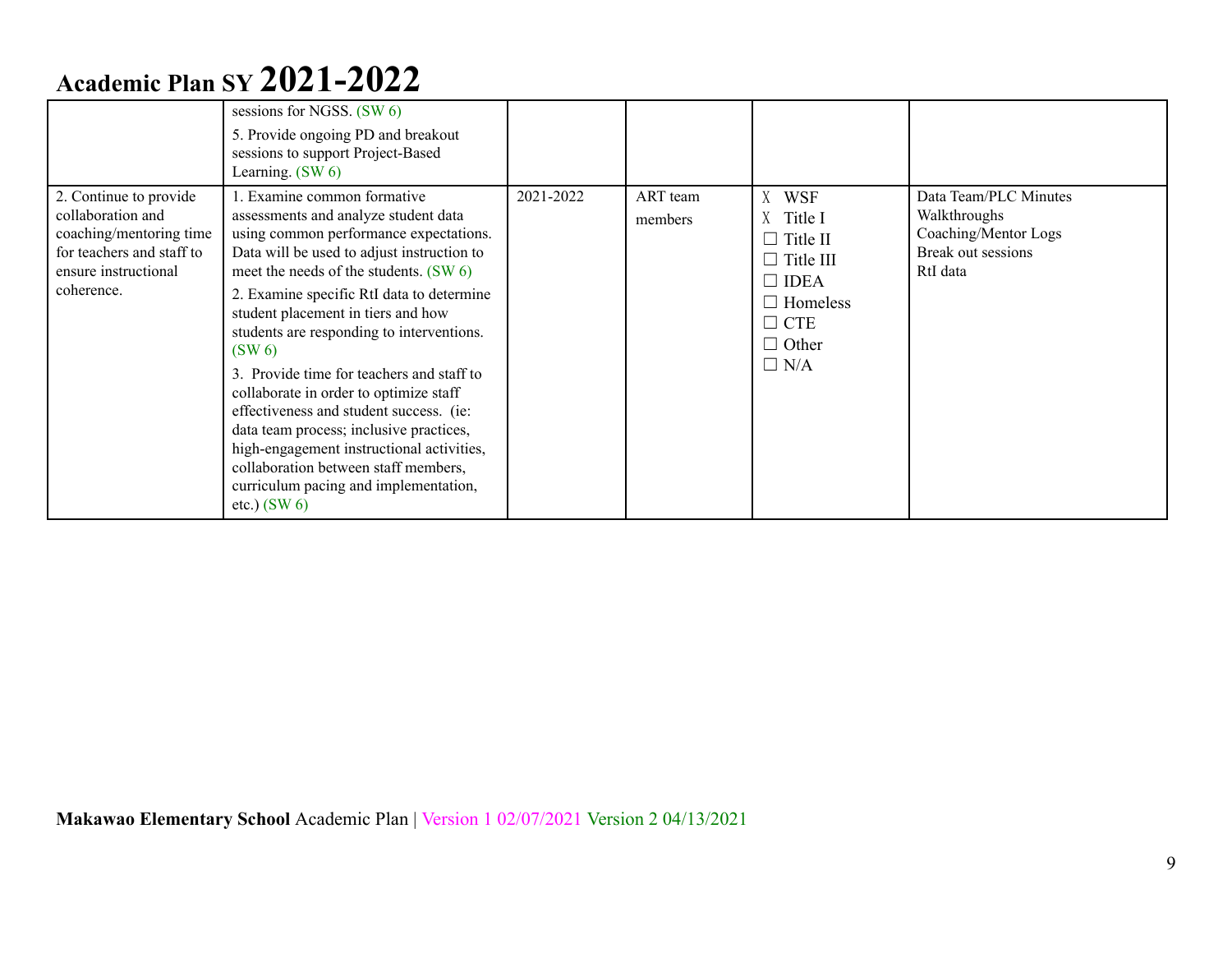# Academic Plan SY 2021-2022

| | | | | | |
|---|---|---|---|---|---|
| | sessions for NGSS. (SW 6)<br>5. Provide ongoing PD and breakout sessions to support Project-Based Learning. (SW 6) | | | | |
| 2. Continue to provide collaboration and coaching/mentoring time for teachers and staff to ensure instructional coherence. | 1. Examine common formative assessments and analyze student data using common performance expectations. Data will be used to adjust instruction to meet the needs of the students. (SW 6)<br>2. Examine specific RtI data to determine student placement in tiers and how students are responding to interventions. (SW 6)<br>3. Provide time for teachers and staff to collaborate in order to optimize staff effectiveness and student success. (ie: data team process; inclusive practices, high-engagement instructional activities, collaboration between staff members, curriculum pacing and implementation, etc.) (SW 6) | 2021-2022 | ART team members | X WSF<br>X Title I<br>☐ Title II<br>☐ Title III<br>☐ IDEA<br>☐ Homeless<br>☐ CTE<br>☐ Other<br>☐ N/A | Data Team/PLC Minutes<br>Walkthroughs<br>Coaching/Mentor Logs<br>Break out sessions<br>RtI data |

**Makawao Elementary School** Academic Plan | Version 1 02/07/2021 Version 2 04/13/2021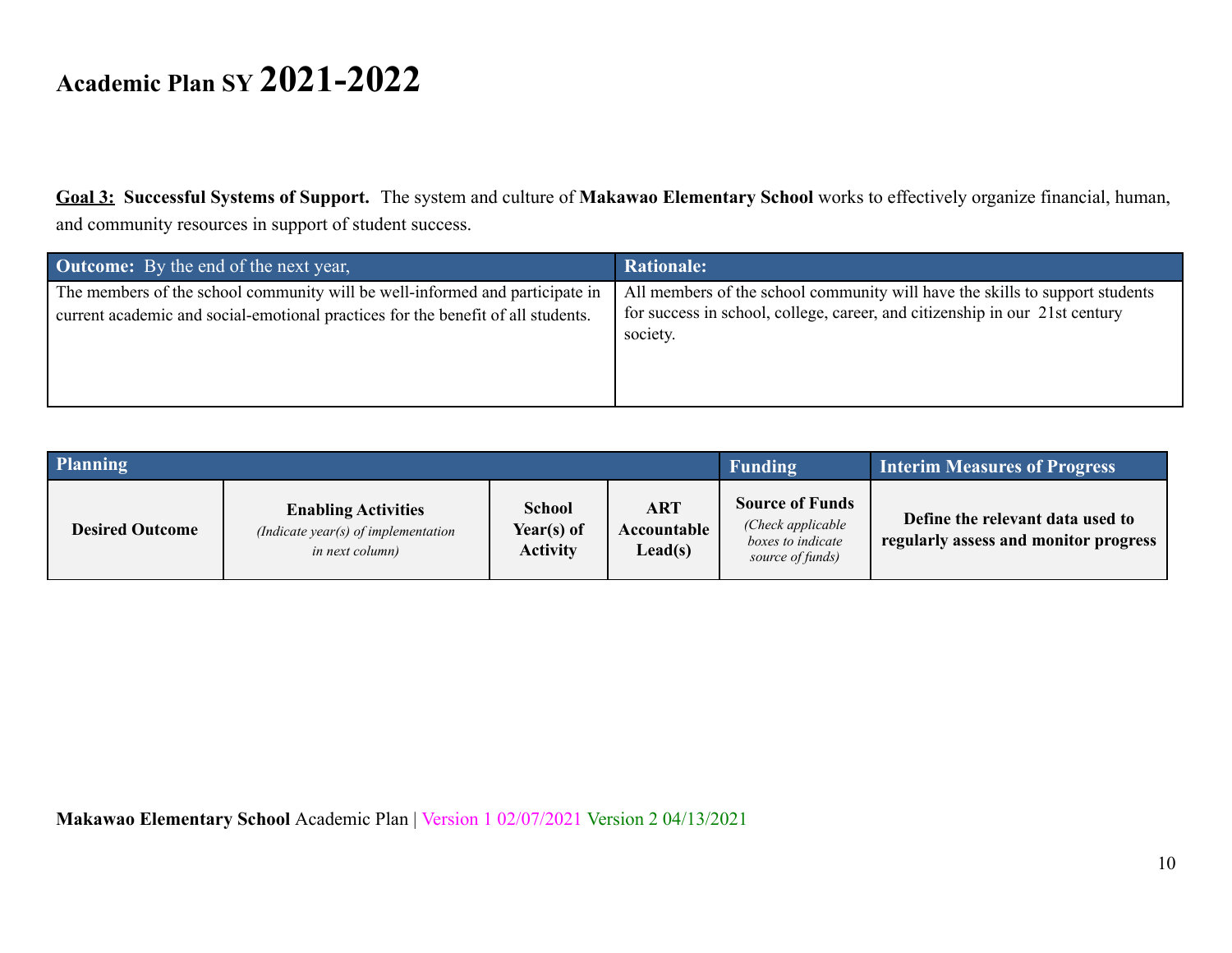# Academic Plan SY 2021-2022

**<u>Goal 3:</u> Successful Systems of Support.** The system and culture of **Makawao Elementary School** works to effectively organize financial, human, and community resources in support of student success.

| **Outcome:** By the end of the next year, | **Rationale:** |
|---|---|
| The members of the school community will be well-informed and participate in current academic and social-emotional practices for the benefit of all students. | All members of the school community will have the skills to support students for success in school, college, career, and citizenship in our 21st century society. |

| **Planning** | | | | **Funding** | **Interim Measures of Progress** |
|---|---|---|---|---|---|
| **Desired Outcome** | **Enabling Activities** *(Indicate year(s) of implementation in next column)* | **School Year(s) of Activity** | **ART Accountable Lead(s)** | **Source of Funds** *(Check applicable boxes to indicate source of funds)* | **Define the relevant data used to regularly assess and monitor progress** |

**Makawao Elementary School** Academic Plan | Version 1 02/07/2021 Version 2 04/13/2021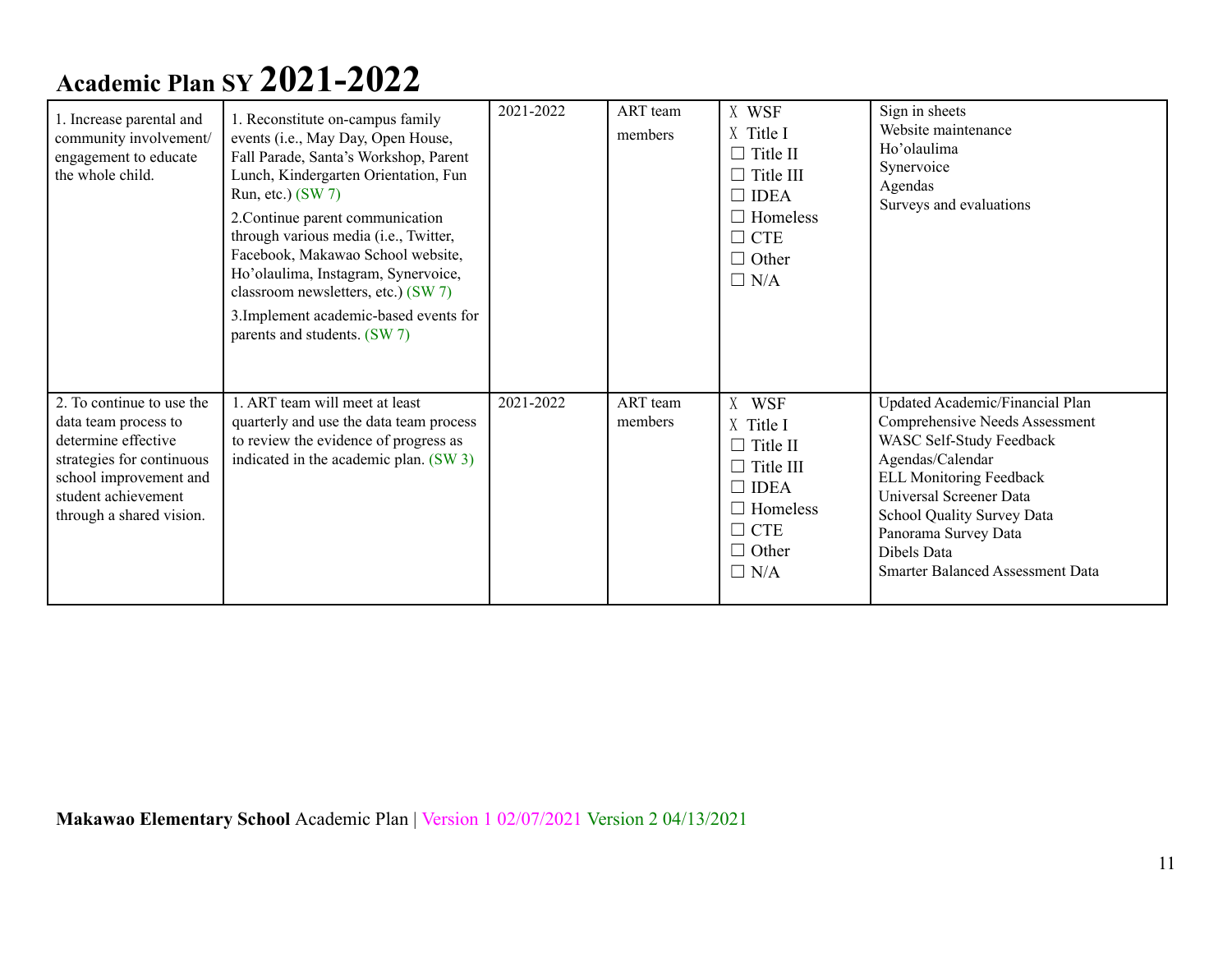# Academic Plan SY 2021-2022

| | | | | | |
|---|---|---|---|---|---|
| 1. Increase parental and community involvement/ engagement to educate the whole child. | 1. Reconstitute on-campus family events (i.e., May Day, Open House, Fall Parade, Santa's Workshop, Parent Lunch, Kindergarten Orientation, Fun Run, etc.) (SW 7)<br>2.Continue parent communication through various media (i.e., Twitter, Facebook, Makawao School website, Ho'olaulima, Instagram, Synervoice, classroom newsletters, etc.) (SW 7)<br>3.Implement academic-based events for parents and students. (SW 7) | 2021-2022 | ART team members | X WSF<br>X Title I<br>☐ Title II<br>☐ Title III<br>☐ IDEA<br>☐ Homeless<br>☐ CTE<br>☐ Other<br>☐ N/A | Sign in sheets<br>Website maintenance<br>Ho'olaulima<br>Synervoice<br>Agendas<br>Surveys and evaluations |
| 2. To continue to use the data team process to determine effective strategies for continuous school improvement and student achievement through a shared vision. | 1. ART team will meet at least quarterly and use the data team process to review the evidence of progress as indicated in the academic plan. (SW 3) | 2021-2022 | ART team members | X WSF<br>X Title I<br>☐ Title II<br>☐ Title III<br>☐ IDEA<br>☐ Homeless<br>☐ CTE<br>☐ Other<br>☐ N/A | Updated Academic/Financial Plan<br>Comprehensive Needs Assessment<br>WASC Self-Study Feedback<br>Agendas/Calendar<br>ELL Monitoring Feedback<br>Universal Screener Data<br>School Quality Survey Data<br>Panorama Survey Data<br>Dibels Data<br>Smarter Balanced Assessment Data |

**Makawao Elementary School** Academic Plan | Version 1 02/07/2021 Version 2 04/13/2021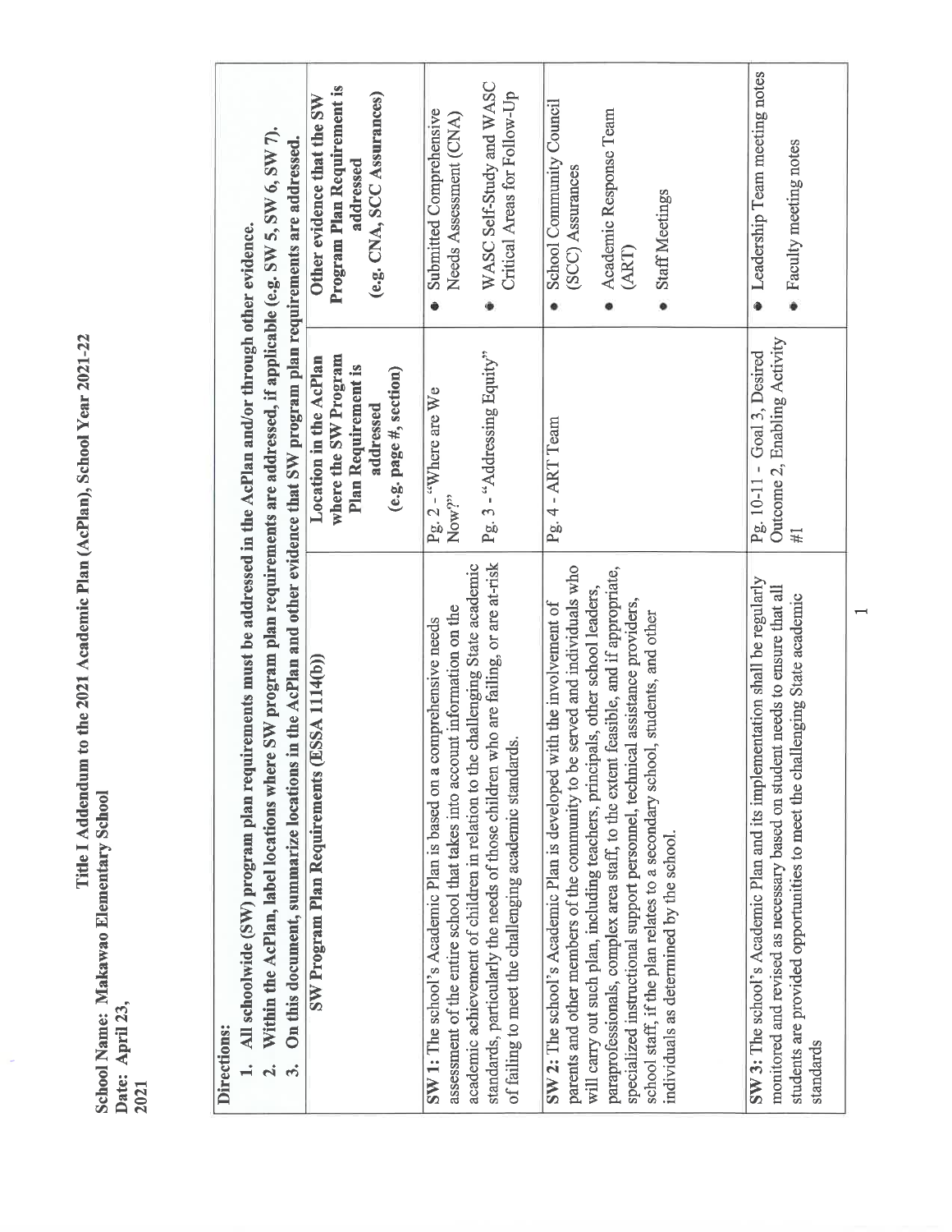# Title I Addendum to the 2021 Academic Plan (AcPlan), School Year 2021-22

**School Name: Makawao Elementary School**
**Date: April 23, 2021**

**Directions:**

1. **All schoolwide (SW) program plan requirements must be addressed in the AcPlan and/or through other evidence.**
2. **Within the AcPlan, label locations where SW program plan requirements are addressed, if applicable (e.g. SW 5, SW 6, SW 7).**
3. **On this document, summarize locations in the AcPlan and other evidence that SW program plan requirements are addressed.**

| SW Program Plan Requirements (ESSA 1114(b)) | Location in the AcPlan where the SW Program Plan Requirement is addressed (e.g. page #, section) | Other evidence that the SW Program Plan Requirement is addressed (e.g. CNA, SCC Assurances) |
|---|---|---|
| **SW 1:** The school's Academic Plan is based on a comprehensive needs assessment of the entire school that takes into account information on the academic achievement of children in relation to the challenging State academic standards, particularly the needs of those children who are failing, or are at-risk of failing to meet the challenging academic standards. | Pg. 2 - "Where are We Now?"<br><br>Pg. 3 - "Addressing Equity" | • Submitted Comprehensive Needs Assessment (CNA)<br>• WASC Self-Study and WASC Critical Areas for Follow-Up |
| **SW 2:** The school's Academic Plan is developed with the involvement of parents and other members of the community to be served and individuals who will carry out such plan, including teachers, principals, other school leaders, paraprofessionals, complex area staff, to the extent feasible, and if appropriate, specialized instructional support personnel, technical assistance providers, school staff, if the plan relates to a secondary school, students, and other individuals as determined by the school. | Pg. 4 - ART Team | • School Community Council (SCC) Assurances<br>• Academic Response Team (ART)<br>• Staff Meetings |
| **SW 3:** The school's Academic Plan and its implementation shall be regularly monitored and revised as necessary based on student needs to ensure that all students are provided opportunities to meet the challenging State academic standards | Pg. 10-11 - Goal 3, Desired Outcome 2, Enabling Activity #1 | • Leadership Team meeting notes<br>• Faculty meeting notes |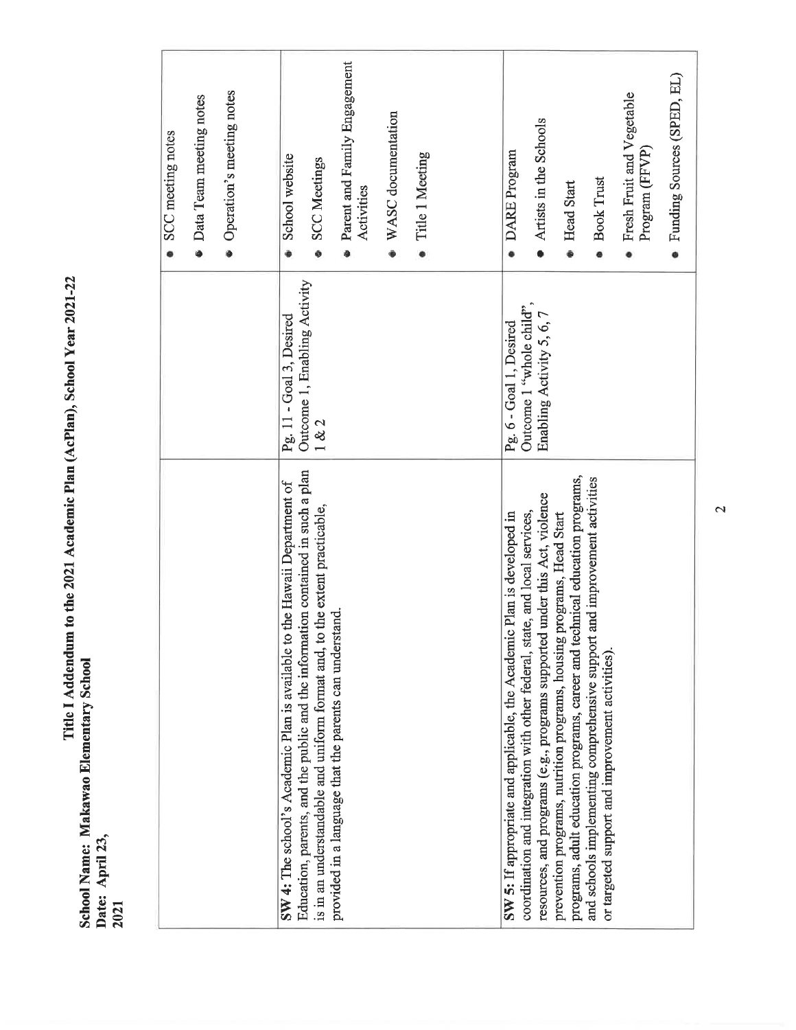**Title I Addendum to the 2021 Academic Plan (AcPlan), School Year 2021-22**

**School Name: Makawao Elementary School**
**Date: April 23, 2021**

| | | |
|---|---|---|
| | | • SCC meeting notes<br>• Data Team meeting notes<br>• Operation's meeting notes |
| **SW 4:** The school's Academic Plan is available to the Hawaii Department of Education, parents, and the public and the information contained in such a plan is in an understandable and uniform format and, to the extent practicable, provided in a language that the parents can understand. | Pg. 11 - Goal 3, Desired Outcome 1, Enabling Activity 1 & 2 | • School website<br>• SCC Meetings<br>• Parent and Family Engagement Activities<br>• WASC documentation<br>• Title 1 Meeting |
| **SW 5:** If appropriate and applicable, the Academic Plan is developed in coordination and integration with other federal, state, and local services, resources, and programs (e.g., programs supported under this Act, violence prevention programs, nutrition programs, housing programs, Head Start programs, adult education programs, career and technical education programs, and schools implementing comprehensive support and improvement activities or targeted support and improvement activities). | Pg. 6 - Goal 1, Desired Outcome 1 "whole child", Enabling Activity 5, 6, 7 | • DARE Program<br>• Artists in the Schools<br>• Head Start<br>• Book Trust<br>• Fresh Fruit and Vegetable Program (FFVP)<br>• Funding Sources (SPED, EL) |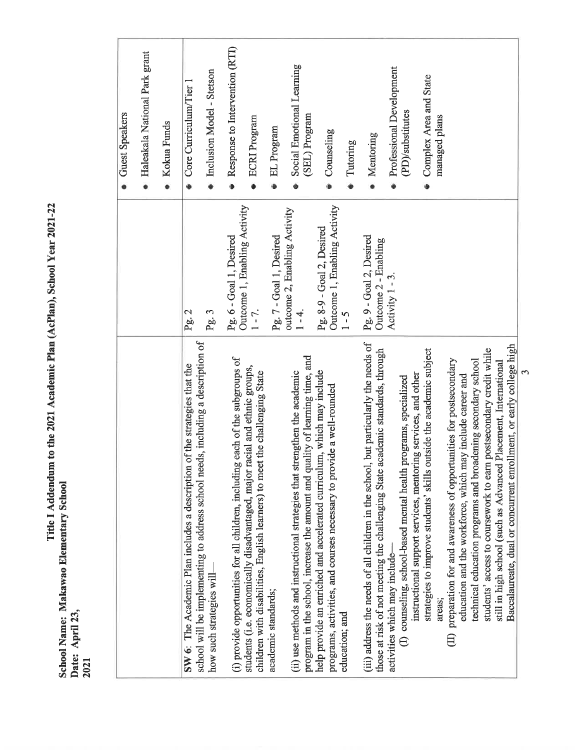**Title I Addendum to the 2021 Academic Plan (AcPlan), School Year 2021-22**

**School Name: Makawao Elementary School**
**Date: April 23, 2021**

| | | |
|---|---|---|
| | | • Guest Speakers<br>• Haleakala National Park grant<br>• Kokua Funds |
| **SW 6**: The Academic Plan includes a description of the strategies that the school will be implementing to address school needs, including a description of how such strategies will—<br><br>(i) provide opportunities for all children, including each of the subgroups of students (i.e. economically disadvantaged, major racial and ethnic groups, children with disabilities, English learners) to meet the challenging State academic standards;<br><br>(ii) use methods and instructional strategies that strengthen the academic program in the school, increase the amount and quality of learning time, and help provide an enriched and accelerated curriculum, which may include programs, activities, and courses necessary to provide a well-rounded education; and<br><br>(iii) address the needs of all children in the school, but particularly the needs of those at risk of not meeting the challenging State academic standards, through activities which may include—<br>(I) counseling, school-based mental health programs, specialized instructional support services, mentoring services, and other strategies to improve students' skills outside the academic subject areas;<br>(II) preparation for and awareness of opportunities for postsecondary education and the workforce, which may include career and technical education programs and broadening secondary school students' access to coursework to earn postsecondary credit while still in high school (such as Advanced Placement, International Baccalaureate, dual or concurrent enrollment, or early college high | Pg. 2<br><br>Pg. 3<br><br>Pg. 6 - Goal 1, Desired Outcome 1, Enabling Activity 1 - 7.<br><br>Pg. 7 - Goal 1, Desired outcome 2, Enabling Activity 1 - 4.<br><br>Pg. 8-9 - Goal 2, Desired Outcome 1, Enabling Activity 1 - 5<br><br>Pg. 9 - Goal 2, Desired Outcome 2 - Enabling Activity 1 - 3. | • Core Curriculum/Tier 1<br>• Inclusion Model - Stetson<br>• Response to Intervention (RTI)<br>• ECRI Program<br>• EL Program<br>• Social Emotional Learning (SEL) Program<br>• Counseling<br>• Tutoring<br>• Mentoring<br>• Professional Development (PD)/substitutes<br>• Complex Area and State managed plans |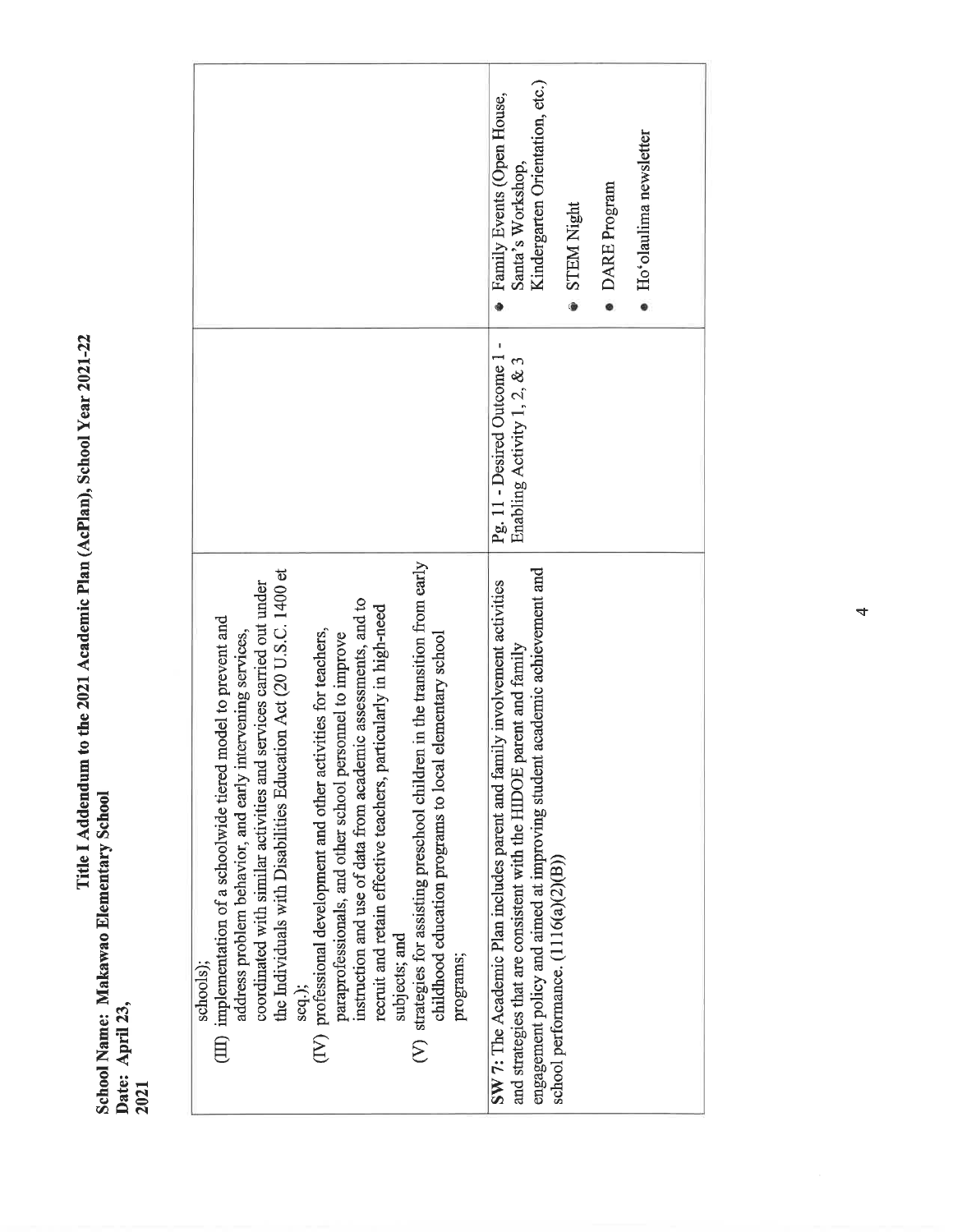**Title I Addendum to the 2021 Academic Plan (AcPlan), School Year 2021-22**

**School Name: Makawao Elementary School**
**Date: April 23, 2021**

| | | |
|---|---|---|
| schools);<br>(III) implementation of a schoolwide tiered model to prevent and address problem behavior, and early intervening services, coordinated with similar activities and services carried out under the Individuals with Disabilities Education Act (20 U.S.C. 1400 et seq.);<br>(IV) professional development and other activities for teachers, paraprofessionals, and other school personnel to improve instruction and use of data from academic assessments, and to recruit and retain effective teachers, particularly in high-need subjects; and<br>(V) strategies for assisting preschool children in the transition from early childhood education programs to local elementary school programs; | | |
| **SW 7:** The Academic Plan includes parent and family involvement activities and strategies that are consistent with the HIDOE parent and family engagement policy and aimed at improving student academic achievement and school performance. (1116(a)(2)(B)) | Pg. 11 - Desired Outcome 1 - Enabling Activity 1, 2, & 3 | • Family Events (Open House, Santa's Workshop, Kindergarten Orientation, etc.)<br>• STEM Night<br>• DARE Program<br>• Ho'olaulima newsletter |